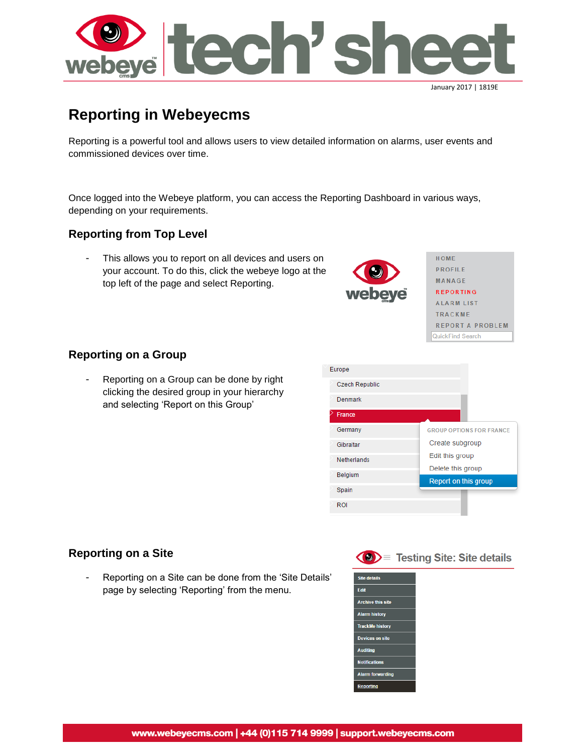January 2017 | 1819E

# Reporting in Webeyecms

Reporting is a powerful tool and allows users to view detailed information on alarms, user events and commissioned devices over time.

Once logged into the Webeye platform, you can access the Reporting Dashboard in various ways, depending on your requirements.

## Reporting from Top Level

- This allows you to report on all devices and users on your account. To do this, click the webeye logo at the top left of the page and select Reporting.

## Reporting on a Group

- Reporting on a Group can be done by right clicking the desired group in your hierarchy and selecting 'Report on this Group'

## Reporting on a Site

- Reporting on a Site can be done from the 'Site Details' page by selecting 'Reporting' from the menu.

www.webeyecms.com | +44 (0)115 714 9999 | support.webeyecms.com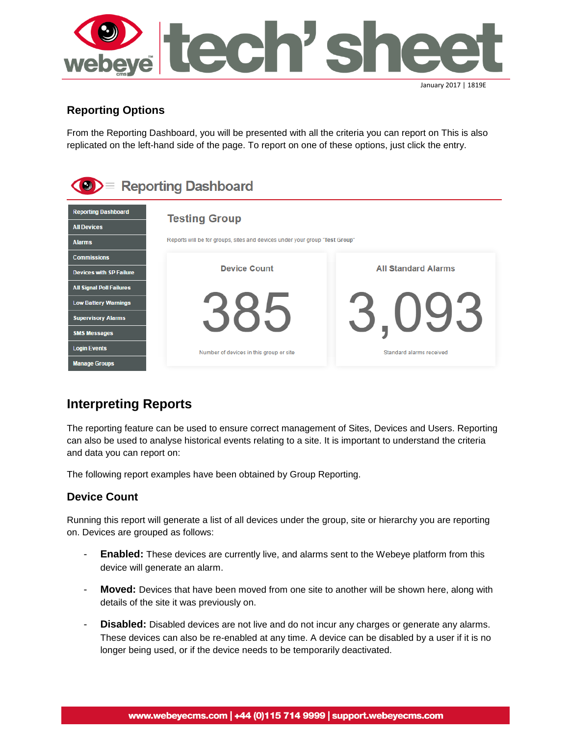## Reporting Options

From the Reporting Dashboard, you will be presented with all the criteria you can report on This is also replicated on the left-hand side of the page. To report on one of these options, just click the entry.

Reporting Dashboard

- Reporting Dashboard
- All Devices
- Alarms
- Commissions
- Devices with SP Failure
- All Signal Poll Failures
- Low Battery Warnings
- Supervisory Alarms
- SMS Messages
- Login Events
- Manage Groups

Testing Group

Reports will be for groups, sites and devices under your group "Test Group"

| Device Count | All Standard Alarms |
|---|---|
| 385 | 3,093 |
| Number of devices in this group or site | Standard alarms received |

## Interpreting Reports

The reporting feature can be used to ensure correct management of Sites, Devices and Users. Reporting can also be used to analyse historical events relating to a site. It is important to understand the criteria and data you can report on:

The following report examples have been obtained by Group Reporting.

### Device Count

Running this report will generate a list of all devices under the group, site or hierarchy you are reporting on. Devices are grouped as follows:

- **Enabled:** These devices are currently live, and alarms sent to the Webeye platform from this device will generate an alarm.
- **Moved:** Devices that have been moved from one site to another will be shown here, along with details of the site it was previously on.
- **Disabled:** Disabled devices are not live and do not incur any charges or generate any alarms. These devices can also be re-enabled at any time. A device can be disabled by a user if it is no longer being used, or if the device needs to be temporarily deactivated.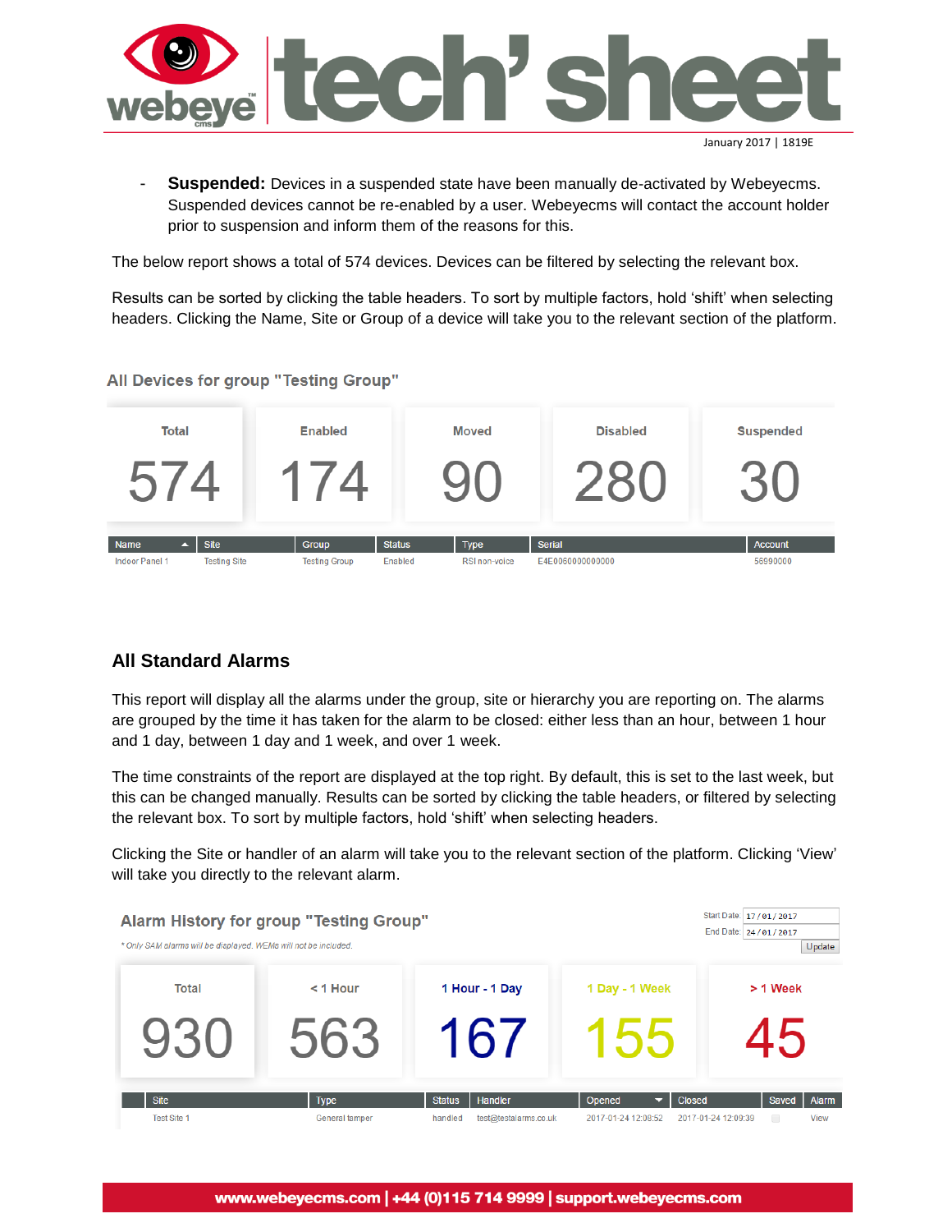- **Suspended:** Devices in a suspended state have been manually de-activated by Webeyecms. Suspended devices cannot be re-enabled by a user. Webeyecms will contact the account holder prior to suspension and inform them of the reasons for this.

The below report shows a total of 574 devices. Devices can be filtered by selecting the relevant box.

Results can be sorted by clicking the table headers. To sort by multiple factors, hold 'shift' when selecting headers. Clicking the Name, Site or Group of a device will take you to the relevant section of the platform.

All Devices for group "Testing Group"

| Total | Enabled | Moved | Disabled | Suspended |
|---|---|---|---|---|
| 574 | 174 | 90 | 280 | 30 |

| Name | Site | Group | Status | Type | Serial | Account |
|---|---|---|---|---|---|---|
| Indoor Panel 1 | Testing Site | Testing Group | Enabled | RSI non-voice | E4E0060000000000 | 56990000 |

## All Standard Alarms

This report will display all the alarms under the group, site or hierarchy you are reporting on. The alarms are grouped by the time it has taken for the alarm to be closed: either less than an hour, between 1 hour and 1 day, between 1 day and 1 week, and over 1 week.

The time constraints of the report are displayed at the top right. By default, this is set to the last week, but this can be changed manually. Results can be sorted by clicking the table headers, or filtered by selecting the relevant box. To sort by multiple factors, hold 'shift' when selecting headers.

Clicking the Site or handler of an alarm will take you to the relevant section of the platform. Clicking 'View' will take you directly to the relevant alarm.

Alarm History for group "Testing Group"

*\* Only SAM alarms will be displayed. WEMs will not be included.*

Start Date: 17/01/2017
End Date: 24/01/2017
Update

| Total | < 1 Hour | 1 Hour - 1 Day | 1 Day - 1 Week | > 1 Week |
|---|---|---|---|---|
| 930 | 563 | 167 | 155 | 45 |

| Site | Type | Status | Handler | Opened | Closed | Saved | Alarm |
|---|---|---|---|---|---|---|---|
| Test Site 1 | General tamper | handled | test@testalarms.co.uk | 2017-01-24 12:08:52 | 2017-01-24 12:09:39 | | View |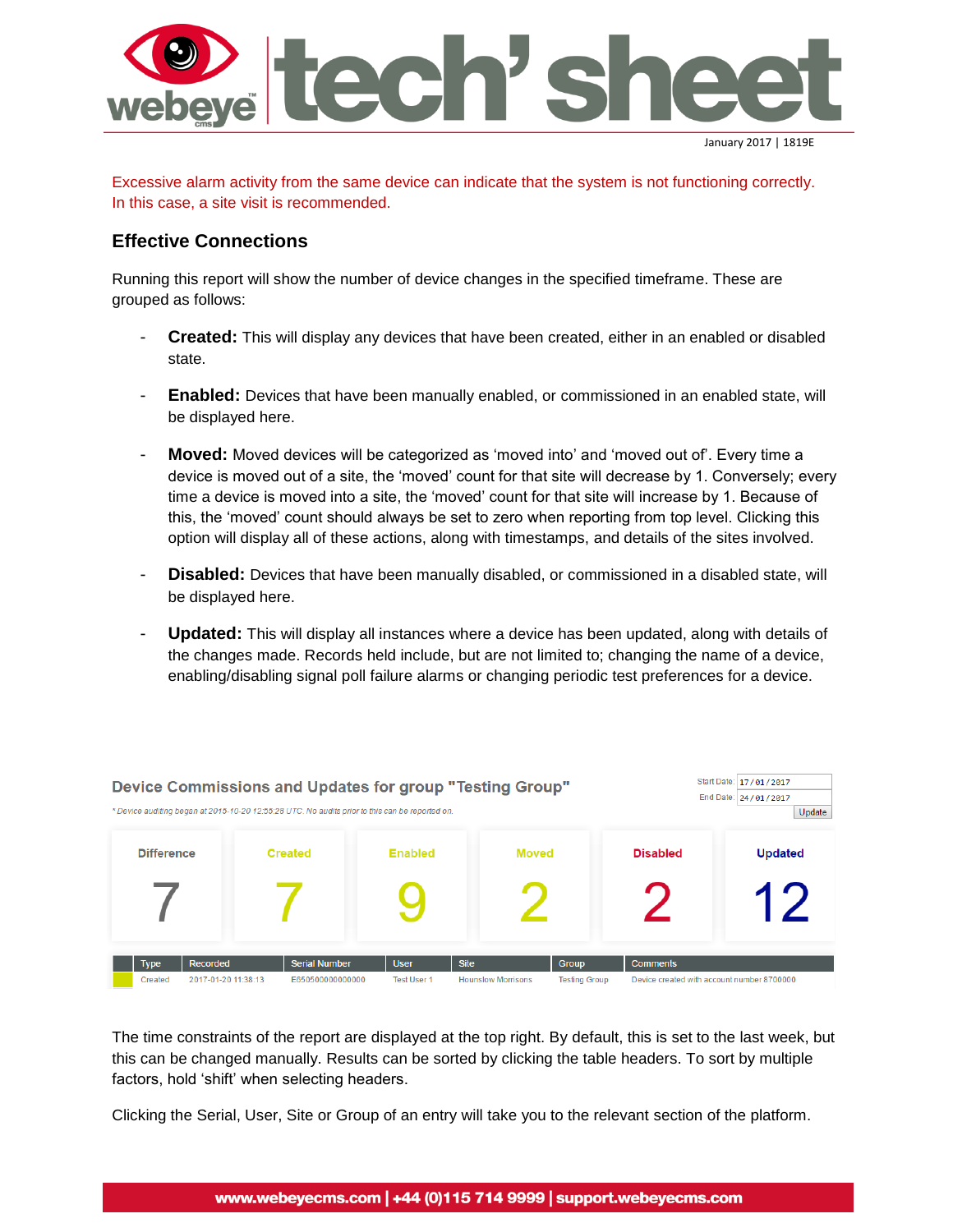Excessive alarm activity from the same device can indicate that the system is not functioning correctly. In this case, a site visit is recommended.

## Effective Connections

Running this report will show the number of device changes in the specified timeframe. These are grouped as follows:

- **Created:** This will display any devices that have been created, either in an enabled or disabled state.
- **Enabled:** Devices that have been manually enabled, or commissioned in an enabled state, will be displayed here.
- **Moved:** Moved devices will be categorized as 'moved into' and 'moved out of'. Every time a device is moved out of a site, the 'moved' count for that site will decrease by 1. Conversely; every time a device is moved into a site, the 'moved' count for that site will increase by 1. Because of this, the 'moved' count should always be set to zero when reporting from top level. Clicking this option will display all of these actions, along with timestamps, and details of the sites involved.
- **Disabled:** Devices that have been manually disabled, or commissioned in a disabled state, will be displayed here.
- **Updated:** This will display all instances where a device has been updated, along with details of the changes made. Records held include, but are not limited to; changing the name of a device, enabling/disabling signal poll failure alarms or changing periodic test preferences for a device.

**Device Commissions and Updates for group "Testing Group"**

Start Date: 17/01/2017
End Date: 24/01/2017
Update

*\* Device auditing began at 2015-10-20 12:55:28 UTC. No audits prior to this can be reported on.*

| Difference | Created | Enabled | Moved | Disabled | Updated |
|---|---|---|---|---|---|
| 7 | 7 | 9 | 2 | 2 | 12 |

| | Type | Recorded | Serial Number | User | Site | Group | Comments |
|---|---|---|---|---|---|---|---|
| | Created | 2017-01-20 11:38:13 | E650500000000000 | Test User 1 | Hounslow Morrisons | Testing Group | Device created with account number 8700000 |

The time constraints of the report are displayed at the top right. By default, this is set to the last week, but this can be changed manually. Results can be sorted by clicking the table headers. To sort by multiple factors, hold 'shift' when selecting headers.

Clicking the Serial, User, Site or Group of an entry will take you to the relevant section of the platform.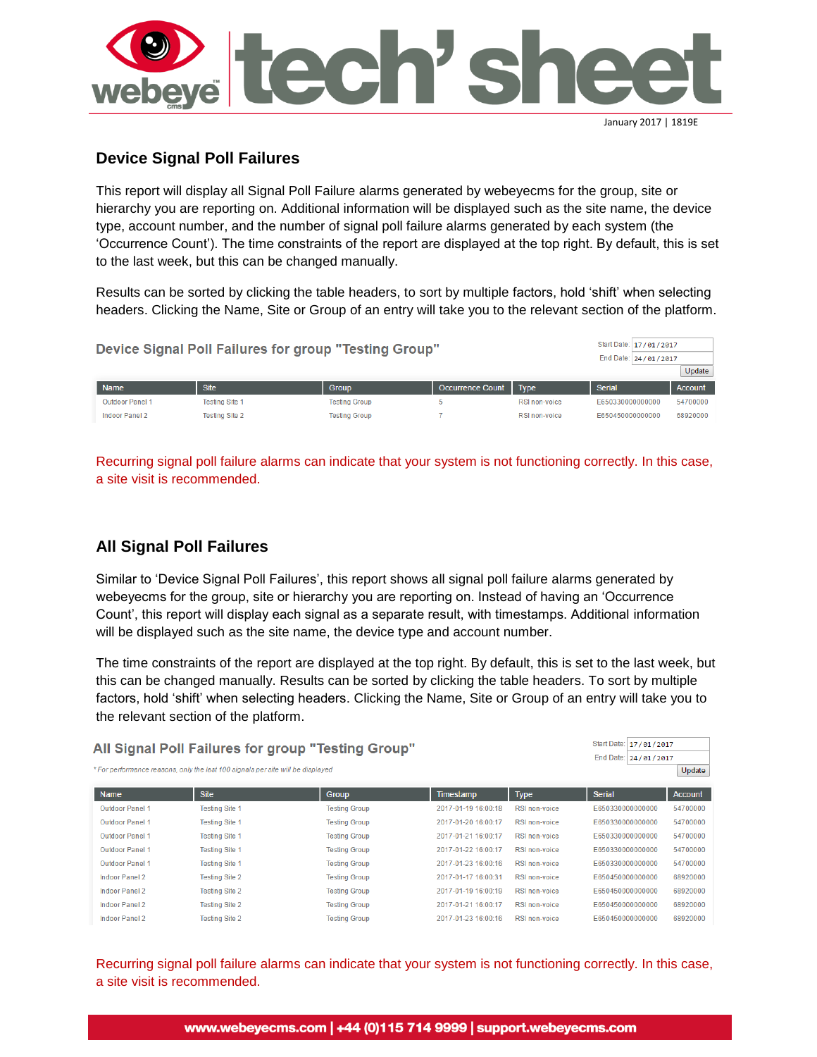## Device Signal Poll Failures

This report will display all Signal Poll Failure alarms generated by webeyecms for the group, site or hierarchy you are reporting on. Additional information will be displayed such as the site name, the device type, account number, and the number of signal poll failure alarms generated by each system (the 'Occurrence Count'). The time constraints of the report are displayed at the top right. By default, this is set to the last week, but this can be changed manually.

Results can be sorted by clicking the table headers, to sort by multiple factors, hold 'shift' when selecting headers. Clicking the Name, Site or Group of an entry will take you to the relevant section of the platform.

**Device Signal Poll Failures for group "Testing Group"**

Start Date: 17/01/2017
End Date: 24/01/2017
Update

| Name | Site | Group | Occurrence Count | Type | Serial | Account |
|---|---|---|---|---|---|---|
| Outdoor Panel 1 | Testing Site 1 | Testing Group | 5 | RSI non-voice | E650330000000000 | 54700000 |
| Indoor Panel 2 | Testing Site 2 | Testing Group | 7 | RSI non-voice | E650450000000000 | 68920000 |

Recurring signal poll failure alarms can indicate that your system is not functioning correctly. In this case, a site visit is recommended.

## All Signal Poll Failures

Similar to 'Device Signal Poll Failures', this report shows all signal poll failure alarms generated by webeyecms for the group, site or hierarchy you are reporting on. Instead of having an 'Occurrence Count', this report will display each signal as a separate result, with timestamps. Additional information will be displayed such as the site name, the device type and account number.

The time constraints of the report are displayed at the top right. By default, this is set to the last week, but this can be changed manually. Results can be sorted by clicking the table headers. To sort by multiple factors, hold 'shift' when selecting headers. Clicking the Name, Site or Group of an entry will take you to the relevant section of the platform.

**All Signal Poll Failures for group "Testing Group"**

*For performance reasons, only the last 100 signals per site will be displayed*

Start Date: 17/01/2017
End Date: 24/01/2017
Update

| Name | Site | Group | Timestamp | Type | Serial | Account |
|---|---|---|---|---|---|---|
| Outdoor Panel 1 | Testing Site 1 | Testing Group | 2017-01-19 16:00:18 | RSI non-voice | E650330000000000 | 54700000 |
| Outdoor Panel 1 | Testing Site 1 | Testing Group | 2017-01-20 16:00:17 | RSI non-voice | E650330000000000 | 54700000 |
| Outdoor Panel 1 | Testing Site 1 | Testing Group | 2017-01-21 16:00:17 | RSI non-voice | E650330000000000 | 54700000 |
| Outdoor Panel 1 | Testing Site 1 | Testing Group | 2017-01-22 16:00:17 | RSI non-voice | E650330000000000 | 54700000 |
| Outdoor Panel 1 | Testing Site 1 | Testing Group | 2017-01-23 16:00:16 | RSI non-voice | E650330000000000 | 54700000 |
| Indoor Panel 2 | Testing Site 2 | Testing Group | 2017-01-17 16:00:31 | RSI non-voice | E650450000000000 | 68920000 |
| Indoor Panel 2 | Testing Site 2 | Testing Group | 2017-01-19 16:00:19 | RSI non-voice | E650450000000000 | 68920000 |
| Indoor Panel 2 | Testing Site 2 | Testing Group | 2017-01-21 16:00:17 | RSI non-voice | E650450000000000 | 68920000 |
| Indoor Panel 2 | Testing Site 2 | Testing Group | 2017-01-23 16:00:16 | RSI non-voice | E650450000000000 | 68920000 |

Recurring signal poll failure alarms can indicate that your system is not functioning correctly. In this case, a site visit is recommended.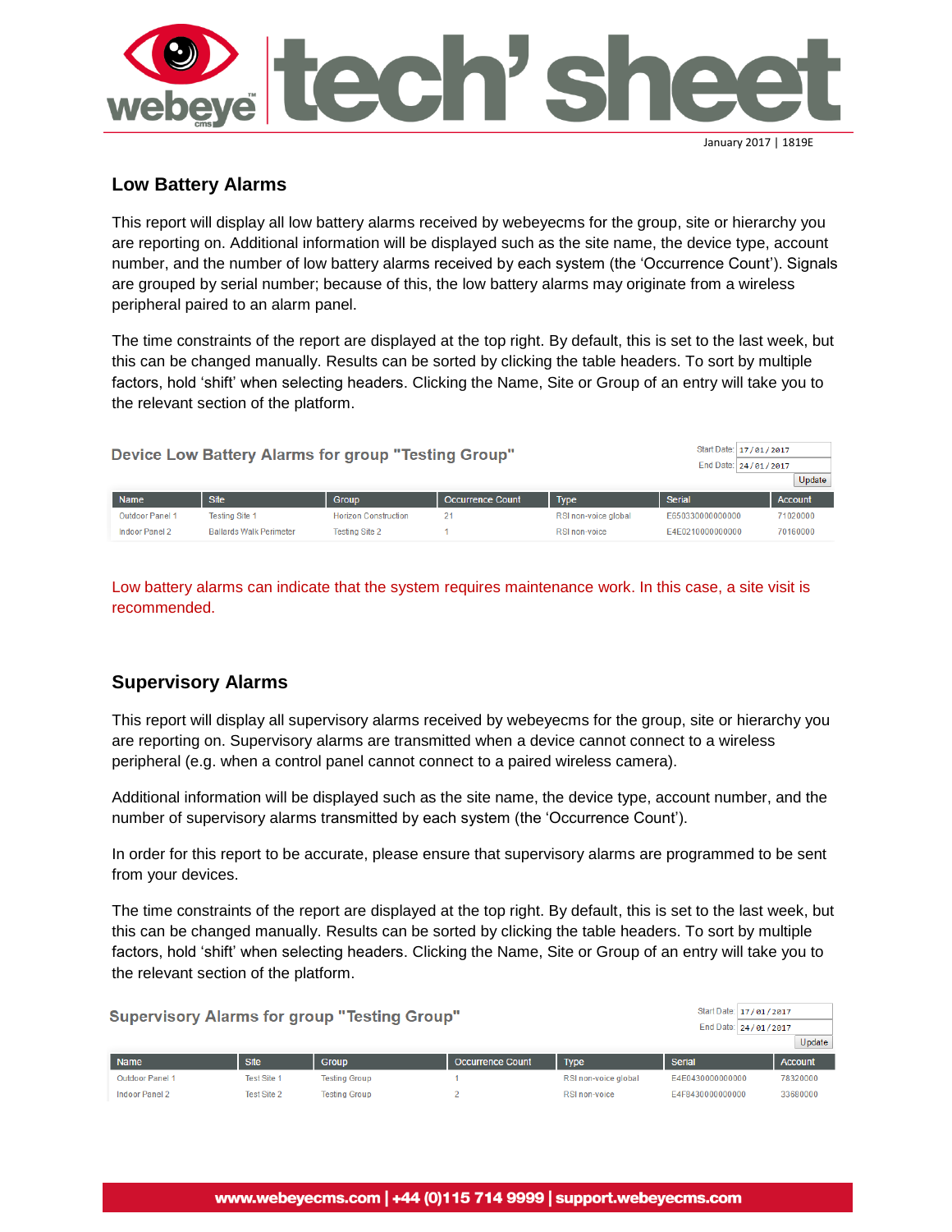January 2017 | 1819E

## Low Battery Alarms

This report will display all low battery alarms received by webeyecms for the group, site or hierarchy you are reporting on. Additional information will be displayed such as the site name, the device type, account number, and the number of low battery alarms received by each system (the 'Occurrence Count'). Signals are grouped by serial number; because of this, the low battery alarms may originate from a wireless peripheral paired to an alarm panel.

The time constraints of the report are displayed at the top right. By default, this is set to the last week, but this can be changed manually. Results can be sorted by clicking the table headers. To sort by multiple factors, hold 'shift' when selecting headers. Clicking the Name, Site or Group of an entry will take you to the relevant section of the platform.

**Device Low Battery Alarms for group "Testing Group"**

Start Date: 17/01/2017
End Date: 24/01/2017
Update

| Name | Site | Group | Occurrence Count | Type | Serial | Account |
|---|---|---|---|---|---|---|
| Outdoor Panel 1 | Testing Site 1 | Horizon Construction | 21 | RSI non-voice global | E650330000000000 | 71020000 |
| Indoor Panel 2 | Ballards Walk Perimeter | Testing Site 2 | 1 | RSI non-voice | E4E0210000000000 | 70160000 |

Low battery alarms can indicate that the system requires maintenance work. In this case, a site visit is recommended.

## Supervisory Alarms

This report will display all supervisory alarms received by webeyecms for the group, site or hierarchy you are reporting on. Supervisory alarms are transmitted when a device cannot connect to a wireless peripheral (e.g. when a control panel cannot connect to a paired wireless camera).

Additional information will be displayed such as the site name, the device type, account number, and the number of supervisory alarms transmitted by each system (the 'Occurrence Count').

In order for this report to be accurate, please ensure that supervisory alarms are programmed to be sent from your devices.

The time constraints of the report are displayed at the top right. By default, this is set to the last week, but this can be changed manually. Results can be sorted by clicking the table headers. To sort by multiple factors, hold 'shift' when selecting headers. Clicking the Name, Site or Group of an entry will take you to the relevant section of the platform.

**Supervisory Alarms for group "Testing Group"**

Start Date: 17/01/2017
End Date: 24/01/2017
Update

| Name | Site | Group | Occurrence Count | Type | Serial | Account |
|---|---|---|---|---|---|---|
| Outdoor Panel 1 | Test Site 1 | Testing Group | 1 | RSI non-voice global | E4E0430000000000 | 78320000 |
| Indoor Panel 2 | Test Site 2 | Testing Group | 2 | RSI non-voice | E4F8430000000000 | 33680000 |

www.webeyecms.com | +44 (0)115 714 9999 | support.webeyecms.com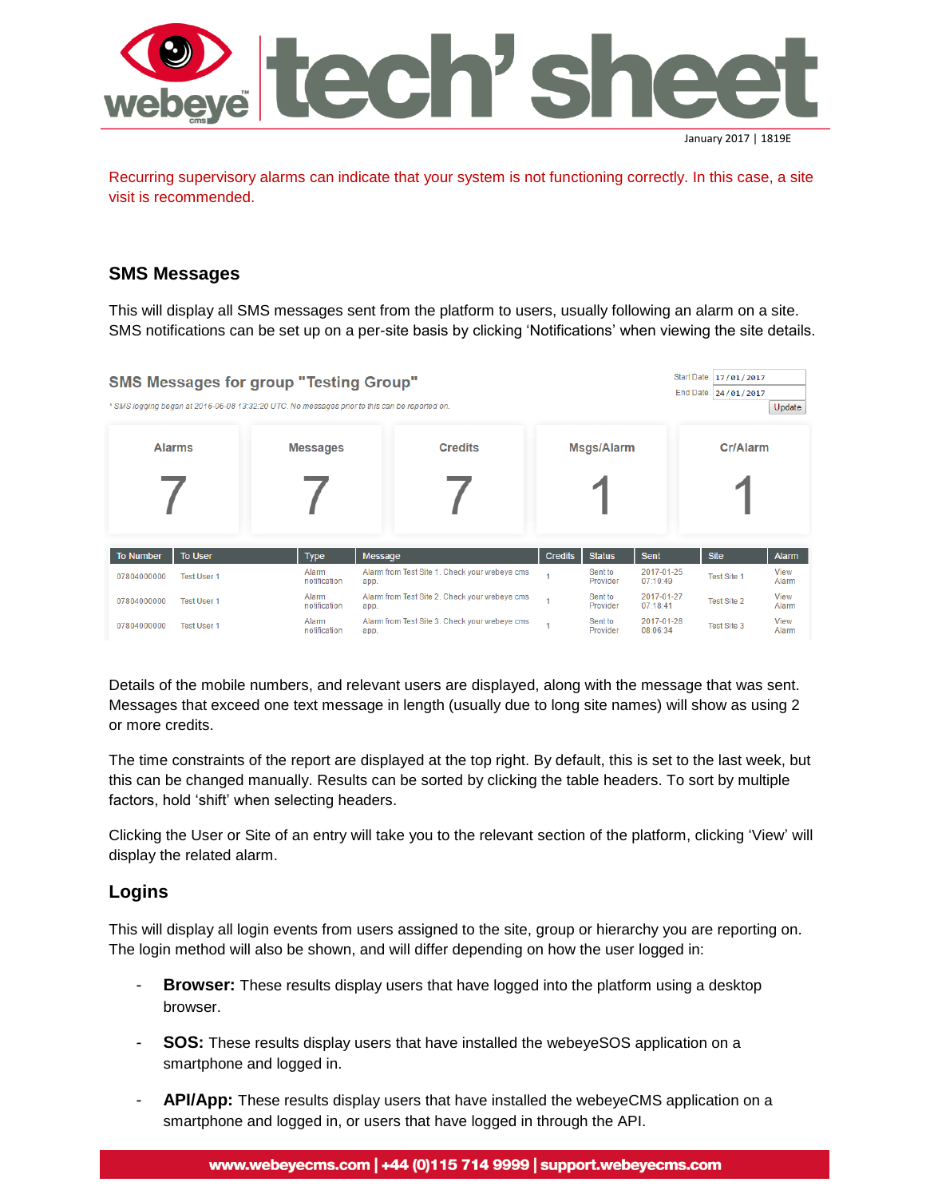Recurring supervisory alarms can indicate that your system is not functioning correctly. In this case, a site visit is recommended.

## SMS Messages

This will display all SMS messages sent from the platform to users, usually following an alarm on a site. SMS notifications can be set up on a per-site basis by clicking 'Notifications' when viewing the site details.

**SMS Messages for group "Testing Group"**

*\* SMS logging began at 2016-06-08 13:32:20 UTC. No messages prior to this can be reported on.*

Start Date: 17/01/2017
End Date: 24/01/2017
Update

| Alarms | Messages | Credits | Msgs/Alarm | Cr/Alarm |
|---|---|---|---|---|
| 7 | 7 | 7 | 1 | 1 |

| To Number | To User | Type | Message | Credits | Status | Sent | Site | Alarm |
|---|---|---|---|---|---|---|---|---|
| 07804000000 | Test User 1 | Alarm notification | Alarm from Test Site 1. Check your webeye cms app. | 1 | Sent to Provider | 2017-01-25 07:10:49 | Test Site 1 | View Alarm |
| 07804000000 | Test User 1 | Alarm notification | Alarm from Test Site 2. Check your webeye cms app. | 1 | Sent to Provider | 2017-01-27 07:18:41 | Test Site 2 | View Alarm |
| 07804000000 | Test User 1 | Alarm notification | Alarm from Test Site 3. Check your webeye cms app. | 1 | Sent to Provider | 2017-01-28 08:06:34 | Test Site 3 | View Alarm |

Details of the mobile numbers, and relevant users are displayed, along with the message that was sent. Messages that exceed one text message in length (usually due to long site names) will show as using 2 or more credits.

The time constraints of the report are displayed at the top right. By default, this is set to the last week, but this can be changed manually. Results can be sorted by clicking the table headers. To sort by multiple factors, hold 'shift' when selecting headers.

Clicking the User or Site of an entry will take you to the relevant section of the platform, clicking 'View' will display the related alarm.

## Logins

This will display all login events from users assigned to the site, group or hierarchy you are reporting on. The login method will also be shown, and will differ depending on how the user logged in:

- **Browser:** These results display users that have logged into the platform using a desktop browser.
- **SOS:** These results display users that have installed the webeyeSOS application on a smartphone and logged in.
- **API/App:** These results display users that have installed the webeyeCMS application on a smartphone and logged in, or users that have logged in through the API.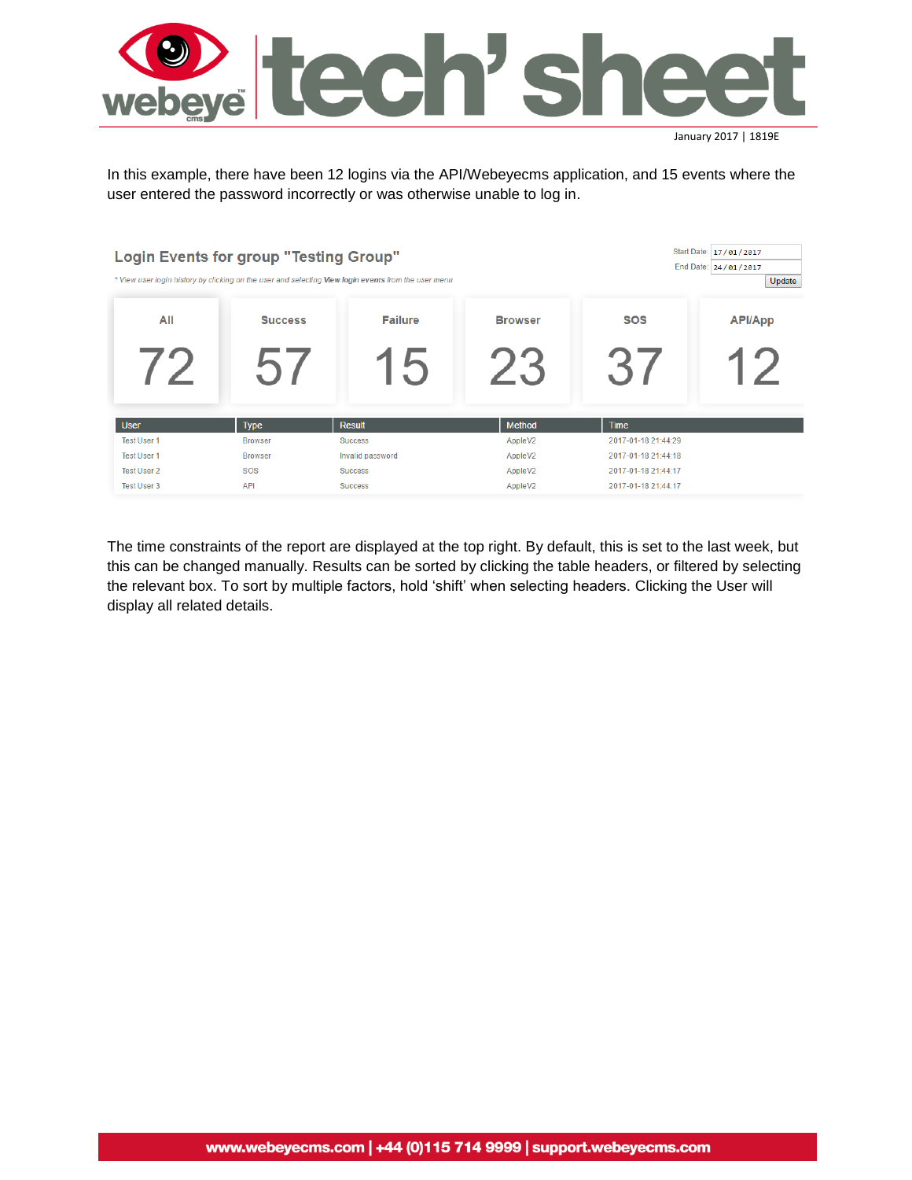In this example, there have been 12 logins via the API/Webeyecms application, and 15 events where the user entered the password incorrectly or was otherwise unable to log in.

**Login Events for group "Testing Group"**

Start Date: 17/01/2017
End Date: 24/01/2017
Update

* View user login history by clicking on the user and selecting **View login events** from the user menu

| All | Success | Failure | Browser | SOS | API/App |
|---|---|---|---|---|---|
| 72 | 57 | 15 | 23 | 37 | 12 |

| User | Type | Result | Method | Time |
|---|---|---|---|---|
| Test User 1 | Browser | Success | AppleV2 | 2017-01-18 21:44:29 |
| Test User 1 | Browser | Invalid password | AppleV2 | 2017-01-18 21:44:18 |
| Test User 2 | SOS | Success | AppleV2 | 2017-01-18 21:44:17 |
| Test User 3 | API | Success | AppleV2 | 2017-01-18 21:44:17 |

The time constraints of the report are displayed at the top right. By default, this is set to the last week, but this can be changed manually. Results can be sorted by clicking the table headers, or filtered by selecting the relevant box. To sort by multiple factors, hold 'shift' when selecting headers. Clicking the User will display all related details.